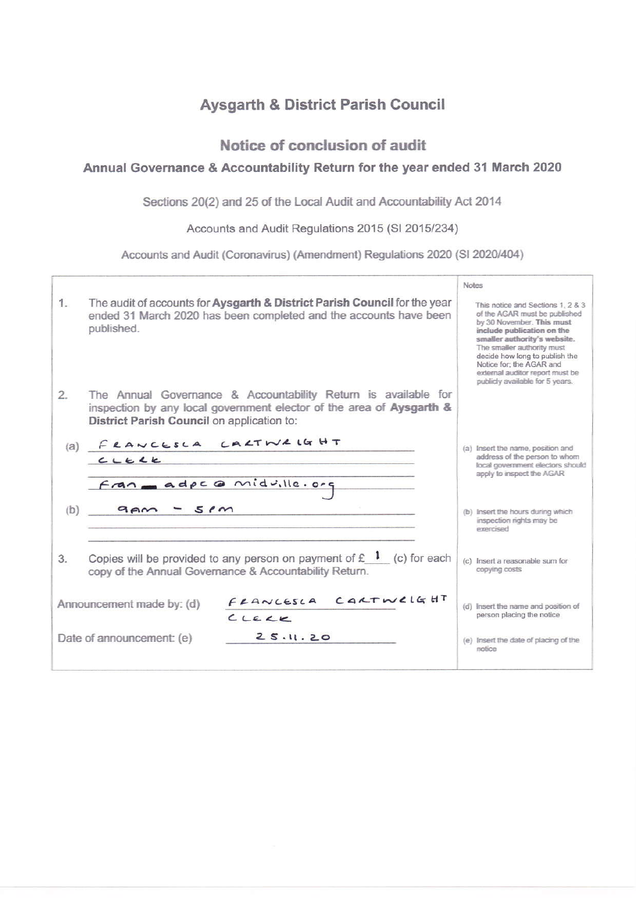# Aysgarth & District Parish Council

## Notice of conclusion of audit

### Annual Governance & Accountability Return for the year ended 31 March 2020

Sections 20(2) and 25 of the Local Audit and Accountability Act 2014

Accounts and Audit Regulations 2015 (SI 2015/234)

Accounts and Audit (Coronavirus) (Amendment) Regulations 2020 (SI 2020/404)

| | Notes |
|---|---|
| 1. The audit of accounts for **Aysgarth & District Parish Council** for the year ended 31 March 2020 has been completed and the accounts have been published. | This notice and Sections 1, 2 & 3 of the AGAR must be published by 30 November. **This must include publication on the smaller authority's website.** The smaller authority must decide how long to publish the Notice for; the AGAR and external auditor report must be publicly available for 5 years. |
| 2. The Annual Governance & Accountability Return is available for inspection by any local government elector of the area of **Aysgarth & District Parish Council** on application to: | |
| (a) FRANCESCA CARTWRIGHT<br>CLERK<br>fran_adpc@midville.org | (a) Insert the name, position and address of the person to whom local government electors should apply to inspect the AGAR |
| (b) 9am - 5pm | (b) Insert the hours during which inspection rights may be exercised |
| 3. Copies will be provided to any person on payment of £ 1 (c) for each copy of the Annual Governance & Accountability Return. | (c) Insert a reasonable sum for copying costs |
| Announcement made by: (d) FRANCESCA CARTWRIGHT CLERK | (d) Insert the name and position of person placing the notice |
| Date of announcement: (e) 25.11.20 | (e) Insert the date of placing of the notice |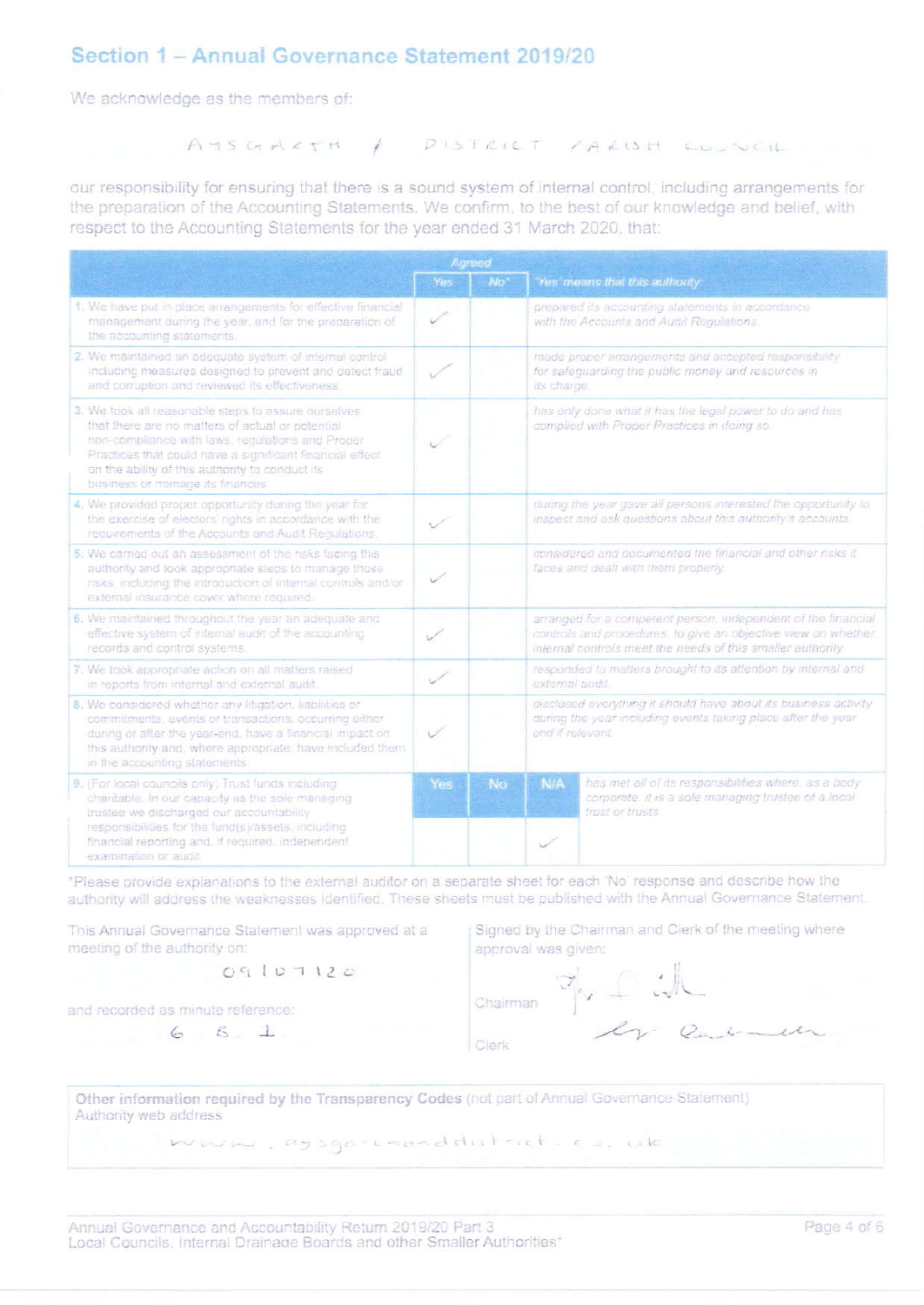## Section 1 – Annual Governance Statement 2019/20

We acknowledge as the members of:

AMSGARTH & DISTRICT PARISH COUNCIL

our responsibility for ensuring that there is a sound system of internal control, including arrangements for the preparation of the Accounting Statements. We confirm, to the best of our knowledge and belief, with respect to the Accounting Statements for the year ended 31 March 2020, that:

| | Agreed | | |
|---|---|---|---|
| | Yes | No* | 'Yes' means that this authority: |
| 1. We have put in place arrangements for effective financial management during the year, and for the preparation of the accounting statements. | ✓ | | prepared its accounting statements in accordance with the Accounts and Audit Regulations. |
| 2. We maintained an adequate system of internal control including measures designed to prevent and detect fraud and corruption and reviewed its effectiveness. | ✓ | | made proper arrangements and accepted responsibility for safeguarding the public money and resources in its charge. |
| 3. We took all reasonable steps to assure ourselves that there are no matters of actual or potential non-compliance with laws, regulations and Proper Practices that could have a significant financial effect on the ability of this authority to conduct its business or manage its finances. | ✓ | | has only done what it has the legal power to do and has complied with Proper Practices in doing so. |
| 4. We provided proper opportunity during the year for the exercise of electors' rights in accordance with the requirements of the Accounts and Audit Regulations. | ✓ | | during the year gave all persons interested the opportunity to inspect and ask questions about this authority's accounts. |
| 5. We carried out an assessment of the risks facing this authority and took appropriate steps to manage those risks, including the introduction of internal controls and/or external insurance cover where required. | ✓ | | considered and documented the financial and other risks it faces and dealt with them properly. |
| 6. We maintained throughout the year an adequate and effective system of internal audit of the accounting records and control systems. | ✓ | | arranged for a competent person, independent of the financial controls and procedures, to give an objective view on whether internal controls meet the needs of this smaller authority. |
| 7. We took appropriate action on all matters raised in reports from internal and external audit. | ✓ | | responded to matters brought to its attention by internal and external audit. |
| 8. We considered whether any litigation, liabilities or commitments, events or transactions, occurring either during or after the year-end, have a financial impact on this authority and, where appropriate, have included them in the accounting statements. | ✓ | | disclosed everything it should have about its business activity during the year including events taking place after the year end if relevant. |

| | Yes | No | N/A | |
|---|---|---|---|---|
| 9. (For local councils only) Trust funds including charitable. In our capacity as the sole managing trustee we discharged our accountability responsibilities for the fund(s)/assets, including financial reporting and, if required, independent examination or audit. | | | ✓ | has met all of its responsibilities where, as a body corporate, it is a sole managing trustee of a local trust or trusts. |

*Please provide explanations to the external auditor on a separate sheet for each 'No' response and describe how the authority will address the weaknesses identified. These sheets must be published with the Annual Governance Statement.

This Annual Governance Statement was approved at a meeting of the authority on:

09/07/20

and recorded as minute reference:

6.8.1

Signed by the Chairman and Clerk of the meeting where approval was given:

Chairman [signature]

Clerk [signature]

**Other information required by the Transparency Codes** (not part of Annual Governance Statement)
Authority web address

www.aysgarthanddistrict.co.uk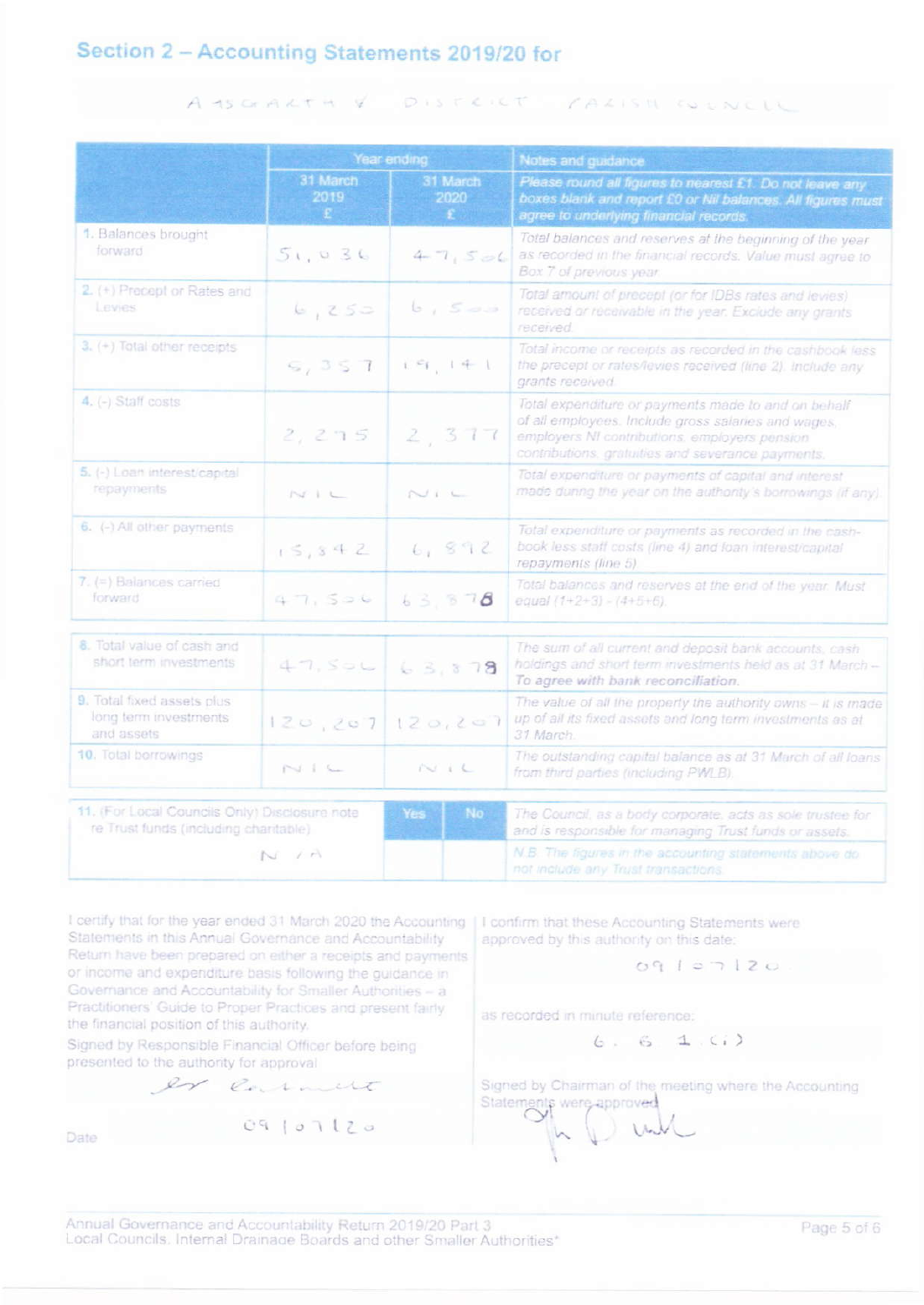## Section 2 – Accounting Statements 2019/20 for

ASGARTH & DISTRICT PARISH COUNCIL

| | Year ending | | Notes and guidance |
|---|---|---|---|
| | 31 March 2019 £ | 31 March 2020 £ | *Please round all figures to nearest £1. Do not leave any boxes blank and report £0 or Nil balances. All figures must agree to underlying financial records.* |
| 1. Balances brought forward | 51,036 | 47,506 | *Total balances and reserves at the beginning of the year as recorded in the financial records. Value must agree to Box 7 of previous year.* |
| 2. (+) Precept or Rates and Levies | 6,250 | 6,500 | *Total amount of precept (or for IDBs rates and levies) received or receivable in the year. Exclude any grants received.* |
| 3. (+) Total other receipts | 9,357 | 19,141 | *Total income or receipts as recorded in the cashbook less the precept or rates/levies received (line 2). Include any grants received.* |
| 4. (-) Staff costs | 2,275 | 2,377 | *Total expenditure or payments made to and on behalf of all employees. Include gross salaries and wages, employers NI contributions, employers pension contributions, gratuities and severance payments.* |
| 5. (-) Loan interest/capital repayments | NIL | NIL | *Total expenditure or payments of capital and interest made during the year on the authority's borrowings (if any).* |
| 6. (-) All other payments | 15,342 | 6,892 | *Total expenditure or payments as recorded in the cash-book less staff costs (line 4) and loan interest/capital repayments (line 5).* |
| 7. (=) Balances carried forward | 47,506 | 63,878 | *Total balances and reserves at the end of the year. Must equal (1+2+3) - (4+5+6).* |
| 8. Total value of cash and short term investments | 47,506 | 63,878 | *The sum of all current and deposit bank accounts, cash holdings and short term investments held as at 31 March – **To agree with bank reconciliation.*** |
| 9. Total fixed assets plus long term investments and assets | 120,207 | 120,207 | *The value of all the property the authority owns – it is made up of all its fixed assets and long term investments as at 31 March.* |
| 10. Total borrowings | NIL | NIL | *The outstanding capital balance as at 31 March of all loans from third parties (including PWLB).* |

| 11. (For Local Councils Only) Disclosure note re Trust funds (including charitable) | Yes | No | *The Council, as a body corporate, acts as sole trustee for and is responsible for managing Trust funds or assets.* |
|---|---|---|---|
| N/A | | | *N.B. The figures in the accounting statements above do not include any Trust transactions.* |

I certify that for the year ended 31 March 2020 the Accounting Statements in this Annual Governance and Accountability Return have been prepared on either a receipts and payments or income and expenditure basis following the guidance in Governance and Accountability for Smaller Authorities – a Practitioners' Guide to Proper Practices and present fairly the financial position of this authority.

Signed by Responsible Financial Officer before being presented to the authority for approval

[Signature]

Date 09/07/20

I confirm that these Accounting Statements were approved by this authority on this date:

09/07/20

as recorded in minute reference:

6.6.1.(i)

Signed by Chairman of the meeting where the Accounting Statements were approved

[Signature]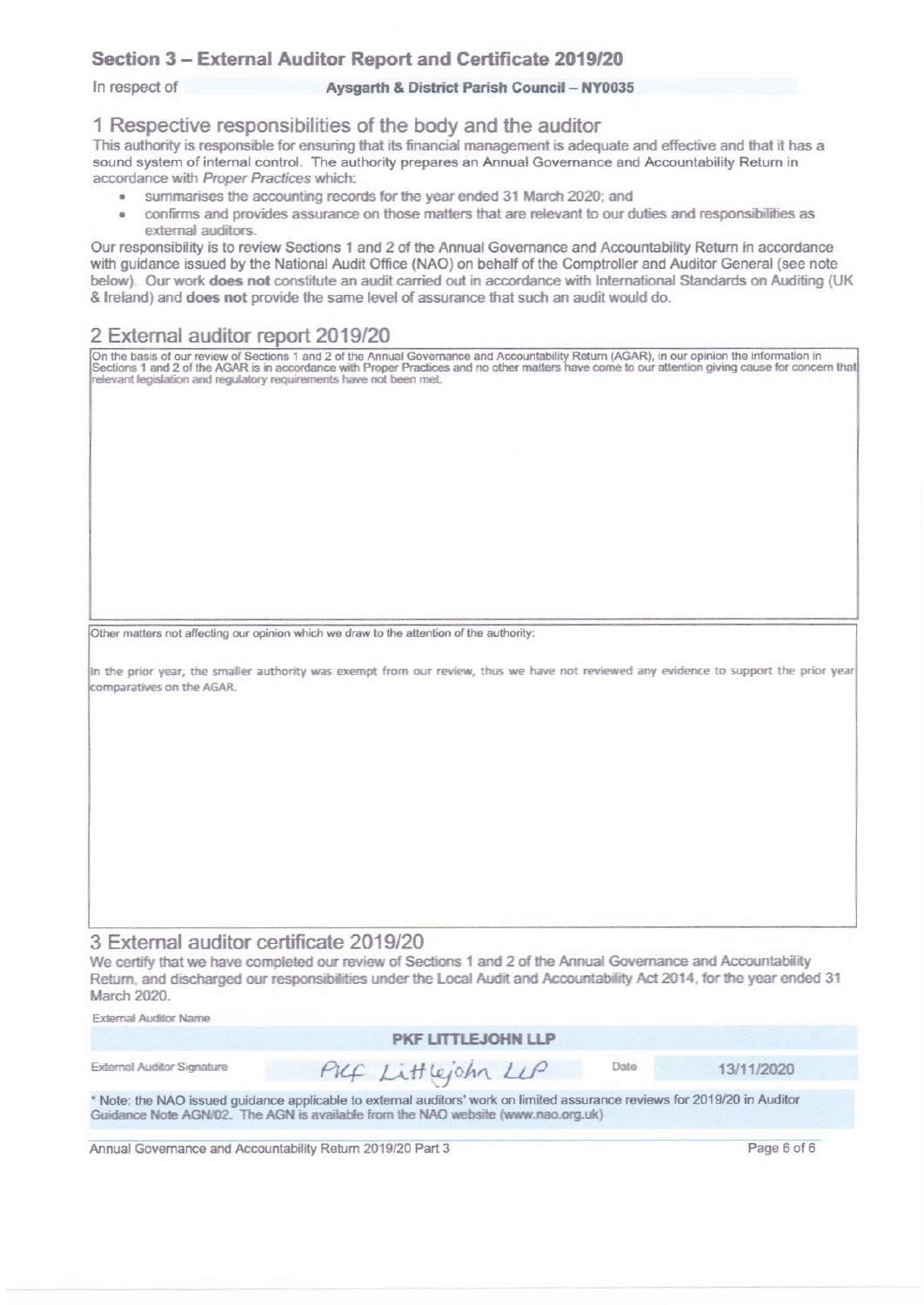## Section 3 – External Auditor Report and Certificate 2019/20

In respect of **Aysgarth & District Parish Council – NY0035**

### 1 Respective responsibilities of the body and the auditor

This authority is responsible for ensuring that its financial management is adequate and effective and that it has a sound system of internal control. The authority prepares an Annual Governance and Accountability Return in accordance with *Proper Practices* which:

- summarises the accounting records for the year ended 31 March 2020; and
- confirms and provides assurance on those matters that are relevant to our duties and responsibilities as external auditors.

Our responsibility is to review Sections 1 and 2 of the Annual Governance and Accountability Return in accordance with guidance issued by the National Audit Office (NAO) on behalf of the Comptroller and Auditor General (see note below). Our work **does not** constitute an audit carried out in accordance with International Standards on Auditing (UK & Ireland) and **does not** provide the same level of assurance that such an audit would do.

### 2 External auditor report 2019/20

On the basis of our review of Sections 1 and 2 of the Annual Governance and Accountability Return (AGAR), in our opinion the information in Sections 1 and 2 of the AGAR is in accordance with Proper Practices and no other matters have come to our attention giving cause for concern that relevant legislation and regulatory requirements have not been met.

Other matters not affecting our opinion which we draw to the attention of the authority:

In the prior year, the smaller authority was exempt from our review, thus we have not reviewed any evidence to support the prior year comparatives on the AGAR.

### 3 External auditor certificate 2019/20

We certify that we have completed our review of Sections 1 and 2 of the Annual Governance and Accountability Return, and discharged our responsibilities under the Local Audit and Accountability Act 2014, for the year ended 31 March 2020.

External Auditor Name: **PKF LITTLEJOHN LLP**

External Auditor Signature: PKF Littlejohn LLP | Date: 13/11/2020

\* Note: the NAO issued guidance applicable to external auditors' work on limited assurance reviews for 2019/20 in Auditor Guidance Note AGN/02. The AGN is available from the NAO website (www.nao.org.uk)